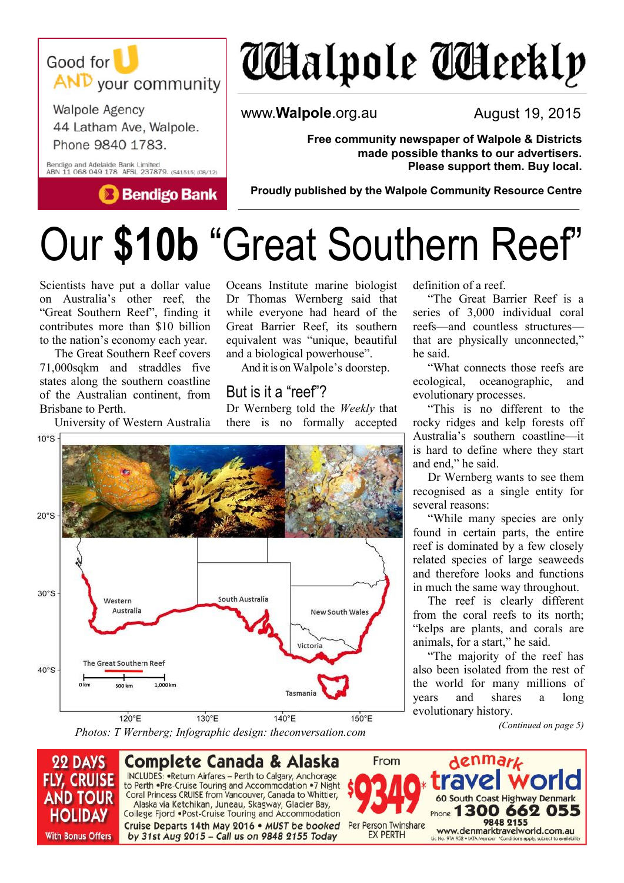Good for U AND your community

Walpole Agency
44 Latham Ave, Walpole.
Phone 9840 1783.

Bendigo and Adelaide Bank Limited
ABN 11 068 049 178 AFSL 237879. (S41515) (08/12)

Bendigo Bank

# Walpole Weekly

www.**Walpole**.org.au

August 19, 2015

**Free community newspaper of Walpole & Districts made possible thanks to our advertisers. Please support them. Buy local.**

**Proudly published by the Walpole Community Resource Centre**

# Our **$10b** "Great Southern Reef"

Scientists have put a dollar value on Australia's other reef, the "Great Southern Reef", finding it contributes more than $10 billion to the nation's economy each year.

The Great Southern Reef covers 71,000sqkm and straddles five states along the southern coastline of the Australian continent, from Brisbane to Perth.

University of Western Australia Oceans Institute marine biologist Dr Thomas Wernberg said that while everyone had heard of the Great Barrier Reef, its southern equivalent was "unique, beautiful and a biological powerhouse".

And it is on Walpole's doorstep.

## But is it a "reef"?

Dr Wernberg told the *Weekly* that there is no formally accepted definition of a reef.

"The Great Barrier Reef is a series of 3,000 individual coral reefs—and countless structures—that are physically unconnected," he said.

"What connects those reefs are ecological, oceanographic, and evolutionary processes.

"This is no different to the rocky ridges and kelp forests off Australia's southern coastline—it is hard to define where they start and end," he said.

Dr Wernberg wants to see them recognised as a single entity for several reasons:

"While many species are only found in certain parts, the entire reef is dominated by a few closely related species of large seaweeds and therefore looks and functions in much the same way throughout.

The reef is clearly different from the coral reefs to its north; "kelps are plants, and corals are animals, for a start," he said.

"The majority of the reef has also been isolated from the rest of the world for many millions of years and shares a long evolutionary history.

*(Continued on page 5)*

*Photos: T Wernberg; Infographic design: theconversation.com*

**22 DAYS FLY, CRUISE AND TOUR HOLIDAY** With Bonus Offers

**Complete Canada & Alaska**

INCLUDES: •Return Airfares – Perth to Calgary, Anchorage to Perth •Pre-Cruise Touring and Accommodation •7 Night Coral Princess CRUISE from Vancouver, Canada to Whittier, Alaska via Ketchikan, Juneau, Skagway, Glacier Bay, College Fjord •Post-Cruise Touring and Accommodation

**Cruise Departs 14th May 2016 • MUST be booked by 31st Aug 2015 – Call us on 9848 2155 Today**

From **$9349*** Per Person Twinshare EX PERTH

**denmark travel world**
60 South Coast Highway Denmark
Phone **1300 662 055**
**9848 2155**
www.denmarktravelworld.com.au
Lic No. 9TA 952 • IATA Member *Conditions apply, subject to availability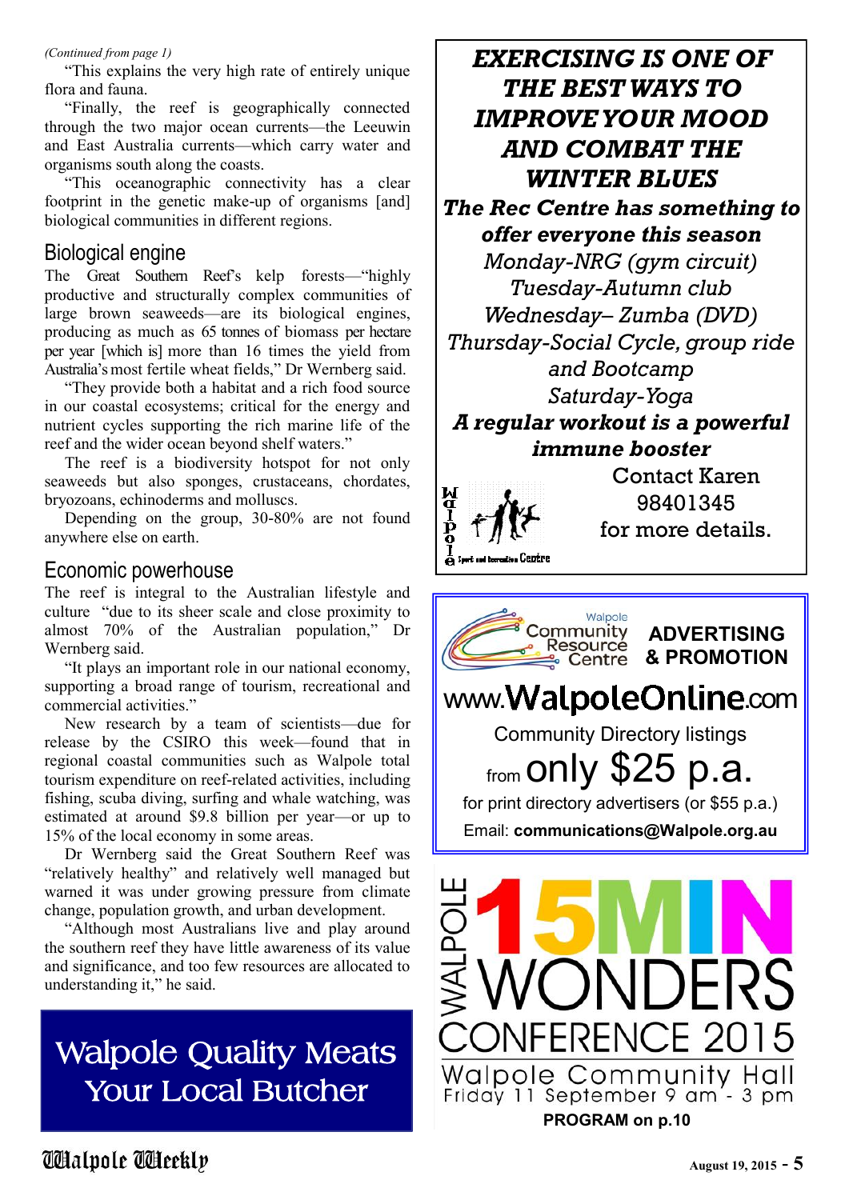*(Continued from page 1)*

"This explains the very high rate of entirely unique flora and fauna.

"Finally, the reef is geographically connected through the two major ocean currents—the Leeuwin and East Australia currents—which carry water and organisms south along the coasts.

"This oceanographic connectivity has a clear footprint in the genetic make-up of organisms [and] biological communities in different regions.

## Biological engine

The Great Southern Reef's kelp forests—"highly productive and structurally complex communities of large brown seaweeds—are its biological engines, producing as much as 65 tonnes of biomass per hectare per year [which is] more than 16 times the yield from Australia's most fertile wheat fields," Dr Wernberg said.

"They provide both a habitat and a rich food source in our coastal ecosystems; critical for the energy and nutrient cycles supporting the rich marine life of the reef and the wider ocean beyond shelf waters."

The reef is a biodiversity hotspot for not only seaweeds but also sponges, crustaceans, chordates, bryozoans, echinoderms and molluscs.

Depending on the group, 30-80% are not found anywhere else on earth.

## Economic powerhouse

The reef is integral to the Australian lifestyle and culture "due to its sheer scale and close proximity to almost 70% of the Australian population," Dr Wernberg said.

"It plays an important role in our national economy, supporting a broad range of tourism, recreational and commercial activities."

New research by a team of scientists—due for release by the CSIRO this week—found that in regional coastal communities such as Walpole total tourism expenditure on reef-related activities, including fishing, scuba diving, surfing and whale watching, was estimated at around $9.8 billion per year—or up to 15% of the local economy in some areas.

Dr Wernberg said the Great Southern Reef was "relatively healthy" and relatively well managed but warned it was under growing pressure from climate change, population growth, and urban development.

"Although most Australians live and play around the southern reef they have little awareness of its value and significance, and too few resources are allocated to understanding it," he said.

**Walpole Quality Meats**
**Your Local Butcher**

***EXERCISING IS ONE OF THE BEST WAYS TO IMPROVE YOUR MOOD AND COMBAT THE WINTER BLUES***

***The Rec Centre has something to offer everyone this season***

*Monday-NRG (gym circuit)*
*Tuesday-Autumn club*
*Wednesday– Zumba (DVD)*
*Thursday-Social Cycle, group ride and Bootcamp*
*Saturday-Yoga*

***A regular workout is a powerful immune booster***

Walpole Sport and Recreation Centre

Contact Karen
98401345
for more details.

Walpole Community Resource Centre

**ADVERTISING & PROMOTION**

www.WalpoleOnline.com

Community Directory listings
from only $25 p.a.
for print directory advertisers (or $55 p.a.)
Email: **communications@Walpole.org.au**

WALPOLE 15MIN WONDERS CONFERENCE 2015
Walpole Community Hall
Friday 11 September 9 am - 3 pm
**PROGRAM on p.10**